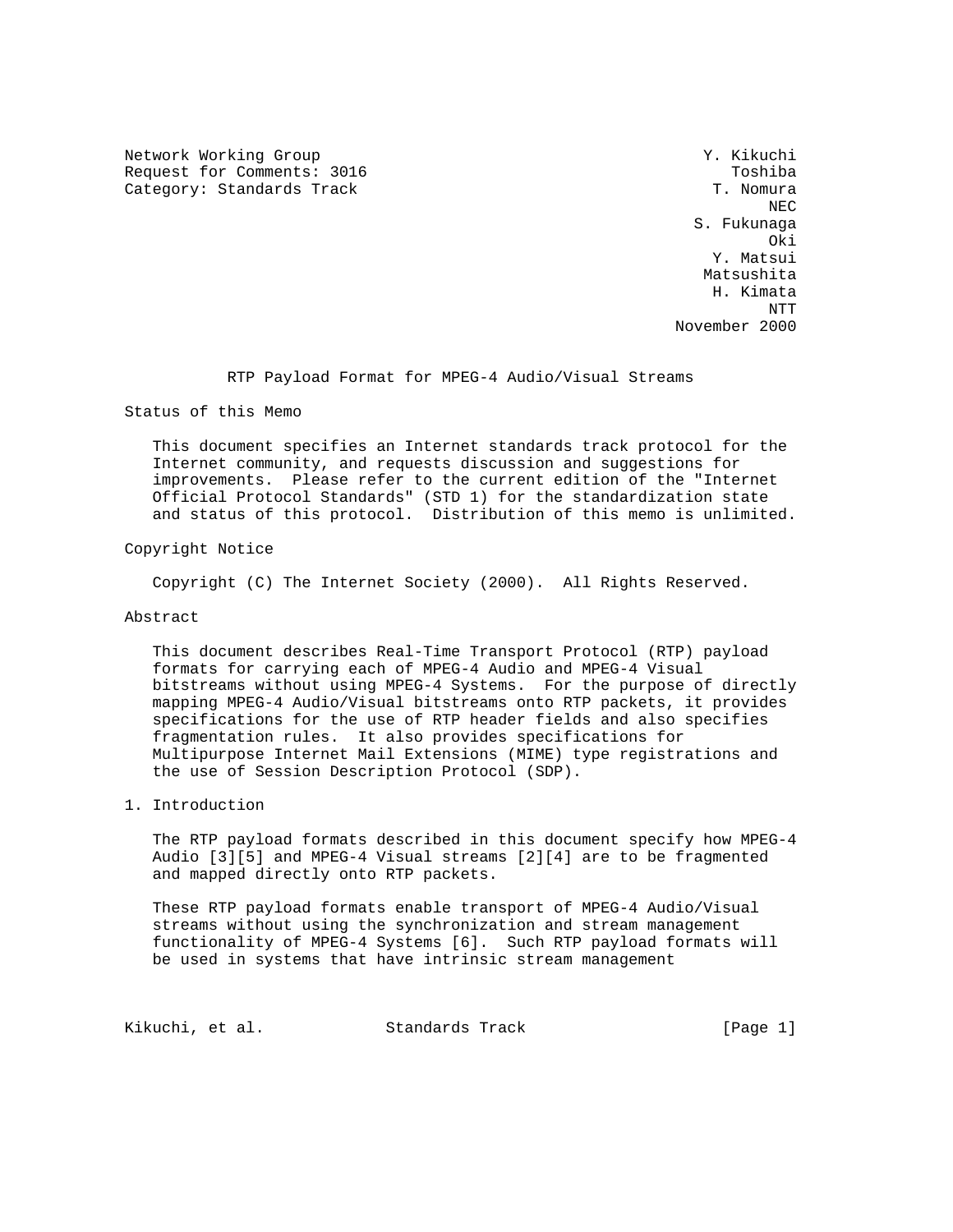Network Working Group
Request for Comments: 3016
Category: Standards Track

Y. Kikuchi
Toshiba
T. Nomura
NEC
S. Fukunaga
Oki
Y. Matsui
Matsushita
H. Kimata
NTT
November 2000

# RTP Payload Format for MPEG-4 Audio/Visual Streams

## Status of this Memo

This document specifies an Internet standards track protocol for the Internet community, and requests discussion and suggestions for improvements. Please refer to the current edition of the "Internet Official Protocol Standards" (STD 1) for the standardization state and status of this protocol. Distribution of this memo is unlimited.

## Copyright Notice

Copyright (C) The Internet Society (2000). All Rights Reserved.

## Abstract

This document describes Real-Time Transport Protocol (RTP) payload formats for carrying each of MPEG-4 Audio and MPEG-4 Visual bitstreams without using MPEG-4 Systems. For the purpose of directly mapping MPEG-4 Audio/Visual bitstreams onto RTP packets, it provides specifications for the use of RTP header fields and also specifies fragmentation rules. It also provides specifications for Multipurpose Internet Mail Extensions (MIME) type registrations and the use of Session Description Protocol (SDP).

## 1. Introduction

The RTP payload formats described in this document specify how MPEG-4 Audio [3][5] and MPEG-4 Visual streams [2][4] are to be fragmented and mapped directly onto RTP packets.

These RTP payload formats enable transport of MPEG-4 Audio/Visual streams without using the synchronization and stream management functionality of MPEG-4 Systems [6]. Such RTP payload formats will be used in systems that have intrinsic stream management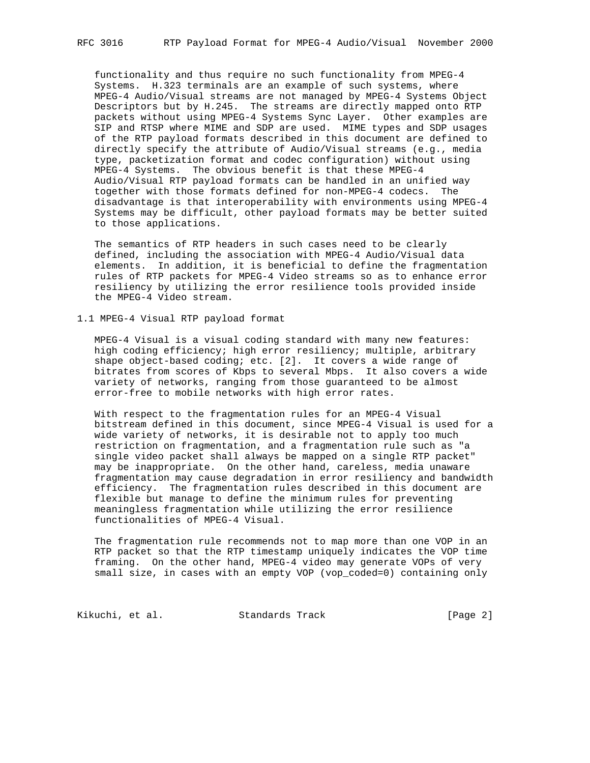functionality and thus require no such functionality from MPEG-4 Systems. H.323 terminals are an example of such systems, where MPEG-4 Audio/Visual streams are not managed by MPEG-4 Systems Object Descriptors but by H.245. The streams are directly mapped onto RTP packets without using MPEG-4 Systems Sync Layer. Other examples are SIP and RTSP where MIME and SDP are used. MIME types and SDP usages of the RTP payload formats described in this document are defined to directly specify the attribute of Audio/Visual streams (e.g., media type, packetization format and codec configuration) without using MPEG-4 Systems. The obvious benefit is that these MPEG-4 Audio/Visual RTP payload formats can be handled in an unified way together with those formats defined for non-MPEG-4 codecs. The disadvantage is that interoperability with environments using MPEG-4 Systems may be difficult, other payload formats may be better suited to those applications.

The semantics of RTP headers in such cases need to be clearly defined, including the association with MPEG-4 Audio/Visual data elements. In addition, it is beneficial to define the fragmentation rules of RTP packets for MPEG-4 Video streams so as to enhance error resiliency by utilizing the error resilience tools provided inside the MPEG-4 Video stream.

## 1.1 MPEG-4 Visual RTP payload format

MPEG-4 Visual is a visual coding standard with many new features: high coding efficiency; high error resiliency; multiple, arbitrary shape object-based coding; etc. [2]. It covers a wide range of bitrates from scores of Kbps to several Mbps. It also covers a wide variety of networks, ranging from those guaranteed to be almost error-free to mobile networks with high error rates.

With respect to the fragmentation rules for an MPEG-4 Visual bitstream defined in this document, since MPEG-4 Visual is used for a wide variety of networks, it is desirable not to apply too much restriction on fragmentation, and a fragmentation rule such as "a single video packet shall always be mapped on a single RTP packet" may be inappropriate. On the other hand, careless, media unaware fragmentation may cause degradation in error resiliency and bandwidth efficiency. The fragmentation rules described in this document are flexible but manage to define the minimum rules for preventing meaningless fragmentation while utilizing the error resilience functionalities of MPEG-4 Visual.

The fragmentation rule recommends not to map more than one VOP in an RTP packet so that the RTP timestamp uniquely indicates the VOP time framing. On the other hand, MPEG-4 video may generate VOPs of very small size, in cases with an empty VOP (vop_coded=0) containing only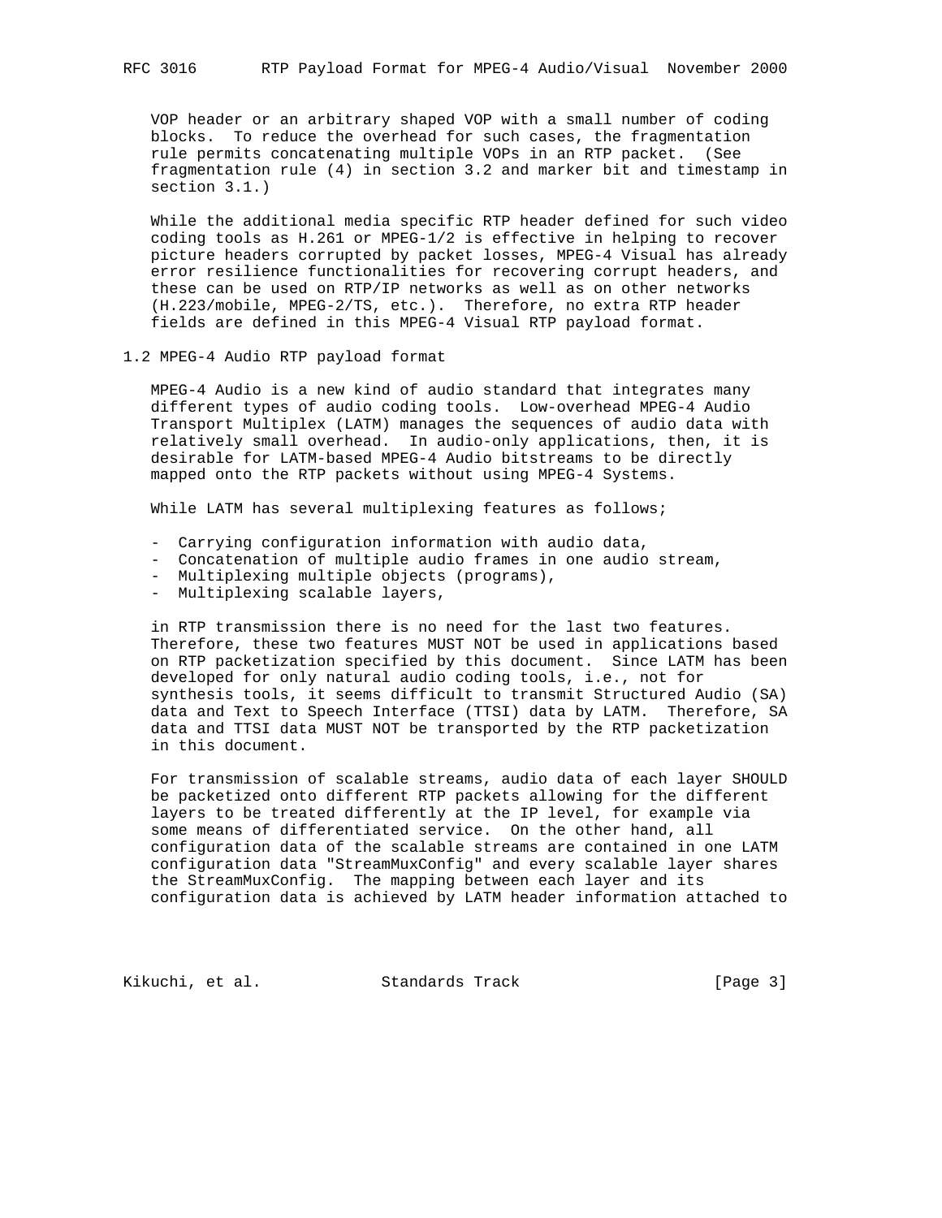VOP header or an arbitrary shaped VOP with a small number of coding blocks. To reduce the overhead for such cases, the fragmentation rule permits concatenating multiple VOPs in an RTP packet. (See fragmentation rule (4) in section 3.2 and marker bit and timestamp in section 3.1.)

While the additional media specific RTP header defined for such video coding tools as H.261 or MPEG-1/2 is effective in helping to recover picture headers corrupted by packet losses, MPEG-4 Visual has already error resilience functionalities for recovering corrupt headers, and these can be used on RTP/IP networks as well as on other networks (H.223/mobile, MPEG-2/TS, etc.). Therefore, no extra RTP header fields are defined in this MPEG-4 Visual RTP payload format.

## 1.2 MPEG-4 Audio RTP payload format

MPEG-4 Audio is a new kind of audio standard that integrates many different types of audio coding tools. Low-overhead MPEG-4 Audio Transport Multiplex (LATM) manages the sequences of audio data with relatively small overhead. In audio-only applications, then, it is desirable for LATM-based MPEG-4 Audio bitstreams to be directly mapped onto the RTP packets without using MPEG-4 Systems.

While LATM has several multiplexing features as follows;

- Carrying configuration information with audio data,
- Concatenation of multiple audio frames in one audio stream,
- Multiplexing multiple objects (programs),
- Multiplexing scalable layers,

in RTP transmission there is no need for the last two features. Therefore, these two features MUST NOT be used in applications based on RTP packetization specified by this document. Since LATM has been developed for only natural audio coding tools, i.e., not for synthesis tools, it seems difficult to transmit Structured Audio (SA) data and Text to Speech Interface (TTSI) data by LATM. Therefore, SA data and TTSI data MUST NOT be transported by the RTP packetization in this document.

For transmission of scalable streams, audio data of each layer SHOULD be packetized onto different RTP packets allowing for the different layers to be treated differently at the IP level, for example via some means of differentiated service. On the other hand, all configuration data of the scalable streams are contained in one LATM configuration data "StreamMuxConfig" and every scalable layer shares the StreamMuxConfig. The mapping between each layer and its configuration data is achieved by LATM header information attached to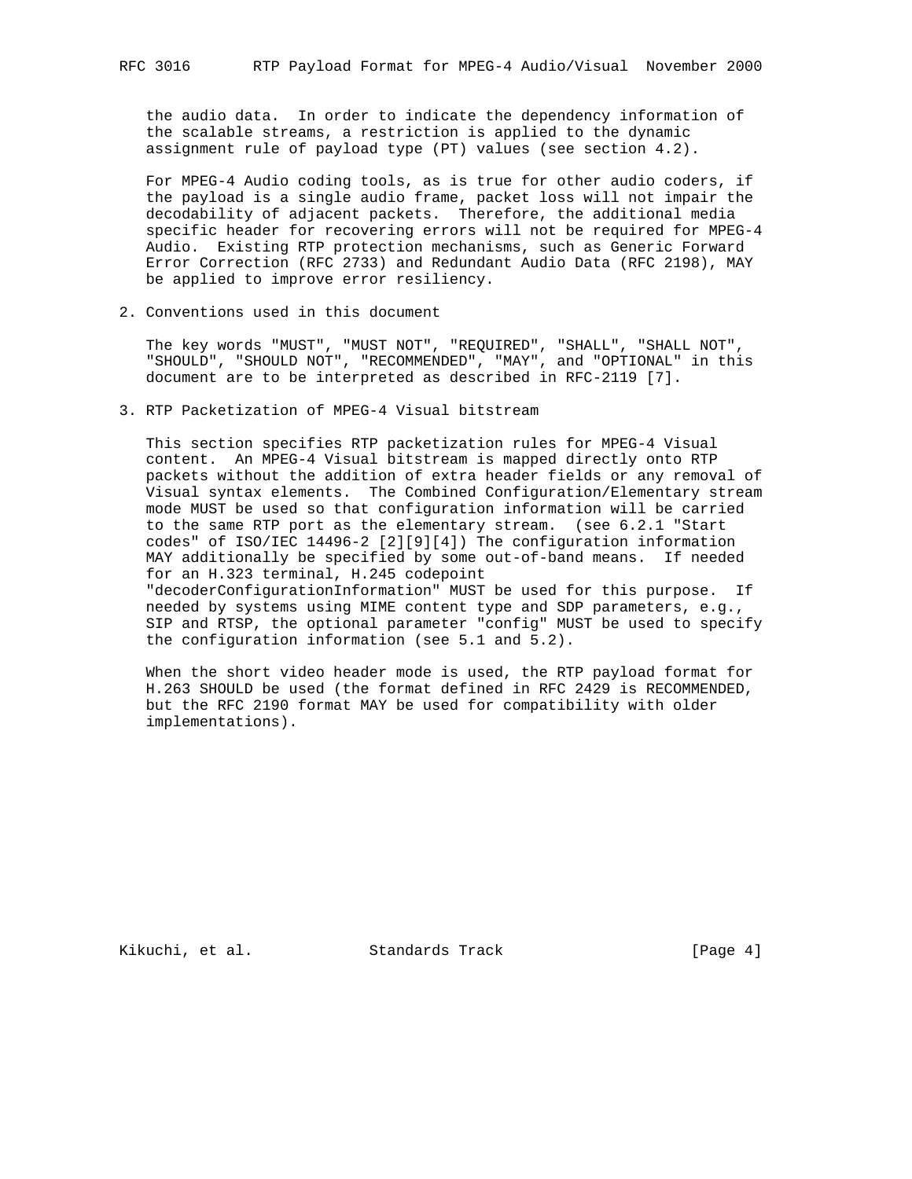the audio data. In order to indicate the dependency information of the scalable streams, a restriction is applied to the dynamic assignment rule of payload type (PT) values (see section 4.2).

For MPEG-4 Audio coding tools, as is true for other audio coders, if the payload is a single audio frame, packet loss will not impair the decodability of adjacent packets. Therefore, the additional media specific header for recovering errors will not be required for MPEG-4 Audio. Existing RTP protection mechanisms, such as Generic Forward Error Correction (RFC 2733) and Redundant Audio Data (RFC 2198), MAY be applied to improve error resiliency.

## 2. Conventions used in this document

The key words "MUST", "MUST NOT", "REQUIRED", "SHALL", "SHALL NOT", "SHOULD", "SHOULD NOT", "RECOMMENDED", "MAY", and "OPTIONAL" in this document are to be interpreted as described in RFC-2119 [7].

## 3. RTP Packetization of MPEG-4 Visual bitstream

This section specifies RTP packetization rules for MPEG-4 Visual content. An MPEG-4 Visual bitstream is mapped directly onto RTP packets without the addition of extra header fields or any removal of Visual syntax elements. The Combined Configuration/Elementary stream mode MUST be used so that configuration information will be carried to the same RTP port as the elementary stream. (see 6.2.1 "Start codes" of ISO/IEC 14496-2 [2][9][4]) The configuration information MAY additionally be specified by some out-of-band means. If needed for an H.323 terminal, H.245 codepoint "decoderConfigurationInformation" MUST be used for this purpose. If needed by systems using MIME content type and SDP parameters, e.g., SIP and RTSP, the optional parameter "config" MUST be used to specify the configuration information (see 5.1 and 5.2).

When the short video header mode is used, the RTP payload format for H.263 SHOULD be used (the format defined in RFC 2429 is RECOMMENDED, but the RFC 2190 format MAY be used for compatibility with older implementations).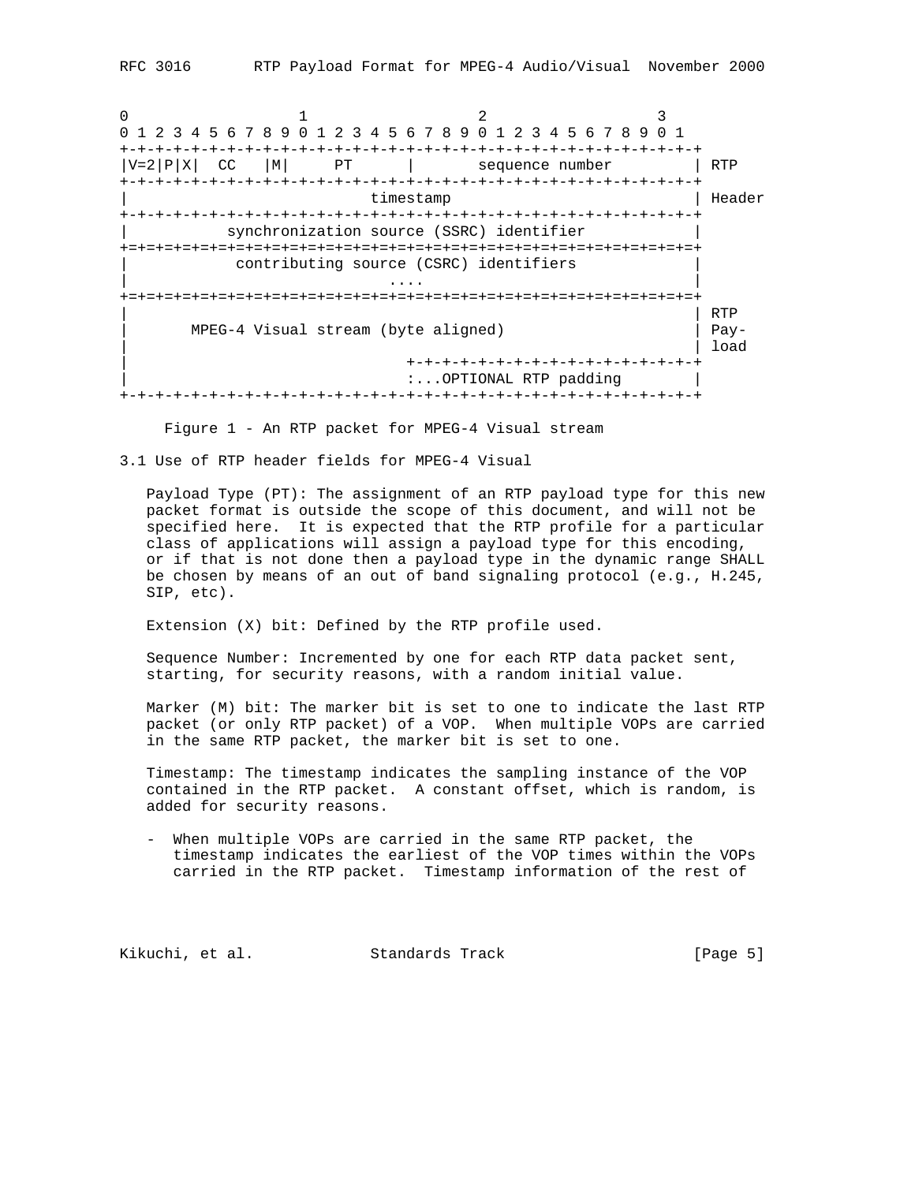```
 0                   1                   2                   3
 0 1 2 3 4 5 6 7 8 9 0 1 2 3 4 5 6 7 8 9 0 1 2 3 4 5 6 7 8 9 0 1
+-+-+-+-+-+-+-+-+-+-+-+-+-+-+-+-+-+-+-+-+-+-+-+-+-+-+-+-+-+-+-+-+
|V=2|P|X|  CC   |M|     PT      |       sequence number         | RTP
+-+-+-+-+-+-+-+-+-+-+-+-+-+-+-+-+-+-+-+-+-+-+-+-+-+-+-+-+-+-+-+-+
|                           timestamp                           | Header
+-+-+-+-+-+-+-+-+-+-+-+-+-+-+-+-+-+-+-+-+-+-+-+-+-+-+-+-+-+-+-+-+
|           synchronization source (SSRC) identifier            |
+=+=+=+=+=+=+=+=+=+=+=+=+=+=+=+=+=+=+=+=+=+=+=+=+=+=+=+=+=+=+=+=+
|            contributing source (CSRC) identifiers             |
|                             ....                              |
+=+=+=+=+=+=+=+=+=+=+=+=+=+=+=+=+=+=+=+=+=+=+=+=+=+=+=+=+=+=+=+=+
|                                                               | RTP
|       MPEG-4 Visual stream (byte aligned)                     | Pay-
|                                                               | load
|                               +-+-+-+-+-+-+-+-+-+-+-+-+-+-+-+-+
|                               :...OPTIONAL RTP padding        |
+-+-+-+-+-+-+-+-+-+-+-+-+-+-+-+-+-+-+-+-+-+-+-+-+-+-+-+-+-+-+-+-+
```

Figure 1 - An RTP packet for MPEG-4 Visual stream

### 3.1 Use of RTP header fields for MPEG-4 Visual

Payload Type (PT): The assignment of an RTP payload type for this new packet format is outside the scope of this document, and will not be specified here. It is expected that the RTP profile for a particular class of applications will assign a payload type for this encoding, or if that is not done then a payload type in the dynamic range SHALL be chosen by means of an out of band signaling protocol (e.g., H.245, SIP, etc).

Extension (X) bit: Defined by the RTP profile used.

Sequence Number: Incremented by one for each RTP data packet sent, starting, for security reasons, with a random initial value.

Marker (M) bit: The marker bit is set to one to indicate the last RTP packet (or only RTP packet) of a VOP. When multiple VOPs are carried in the same RTP packet, the marker bit is set to one.

Timestamp: The timestamp indicates the sampling instance of the VOP contained in the RTP packet. A constant offset, which is random, is added for security reasons.

- When multiple VOPs are carried in the same RTP packet, the timestamp indicates the earliest of the VOP times within the VOPs carried in the RTP packet. Timestamp information of the rest of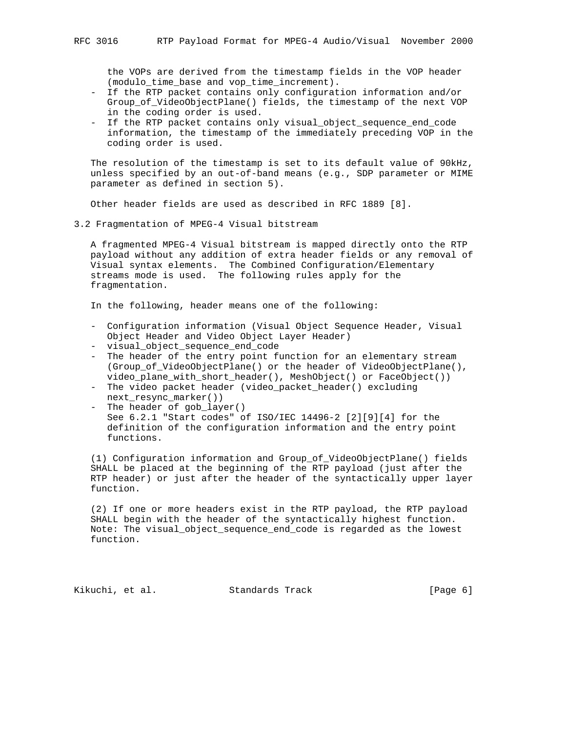the VOPs are derived from the timestamp fields in the VOP header (modulo_time_base and vop_time_increment).

- If the RTP packet contains only configuration information and/or Group_of_VideoObjectPlane() fields, the timestamp of the next VOP in the coding order is used.
- If the RTP packet contains only visual_object_sequence_end_code information, the timestamp of the immediately preceding VOP in the coding order is used.

The resolution of the timestamp is set to its default value of 90kHz, unless specified by an out-of-band means (e.g., SDP parameter or MIME parameter as defined in section 5).

Other header fields are used as described in RFC 1889 [8].

## 3.2 Fragmentation of MPEG-4 Visual bitstream

A fragmented MPEG-4 Visual bitstream is mapped directly onto the RTP payload without any addition of extra header fields or any removal of Visual syntax elements. The Combined Configuration/Elementary streams mode is used. The following rules apply for the fragmentation.

In the following, header means one of the following:

- Configuration information (Visual Object Sequence Header, Visual Object Header and Video Object Layer Header)
- visual_object_sequence_end_code
- The header of the entry point function for an elementary stream (Group_of_VideoObjectPlane() or the header of VideoObjectPlane(), video_plane_with_short_header(), MeshObject() or FaceObject())
- The video packet header (video_packet_header() excluding next_resync_marker())
- The header of gob_layer()
  See 6.2.1 "Start codes" of ISO/IEC 14496-2 [2][9][4] for the definition of the configuration information and the entry point functions.

(1) Configuration information and Group_of_VideoObjectPlane() fields SHALL be placed at the beginning of the RTP payload (just after the RTP header) or just after the header of the syntactically upper layer function.

(2) If one or more headers exist in the RTP payload, the RTP payload SHALL begin with the header of the syntactically highest function. Note: The visual_object_sequence_end_code is regarded as the lowest function.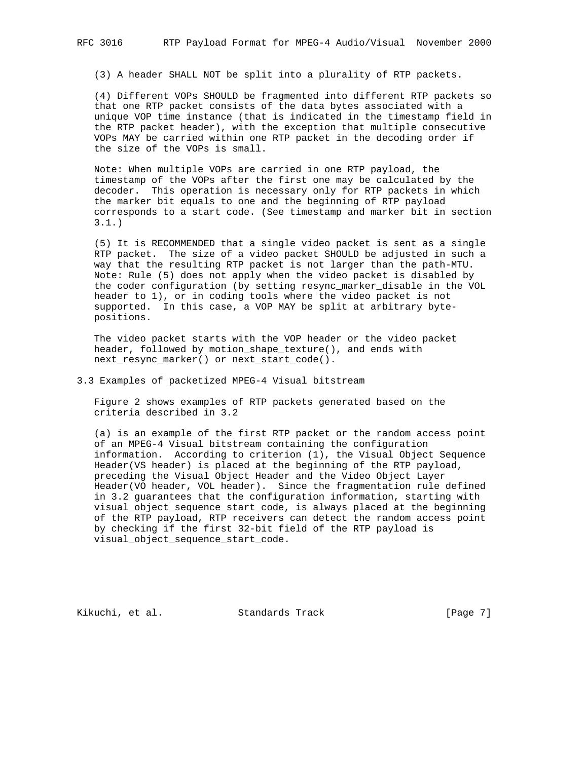(3) A header SHALL NOT be split into a plurality of RTP packets.

(4) Different VOPs SHOULD be fragmented into different RTP packets so that one RTP packet consists of the data bytes associated with a unique VOP time instance (that is indicated in the timestamp field in the RTP packet header), with the exception that multiple consecutive VOPs MAY be carried within one RTP packet in the decoding order if the size of the VOPs is small.

Note: When multiple VOPs are carried in one RTP payload, the timestamp of the VOPs after the first one may be calculated by the decoder. This operation is necessary only for RTP packets in which the marker bit equals to one and the beginning of RTP payload corresponds to a start code. (See timestamp and marker bit in section 3.1.)

(5) It is RECOMMENDED that a single video packet is sent as a single RTP packet. The size of a video packet SHOULD be adjusted in such a way that the resulting RTP packet is not larger than the path-MTU. Note: Rule (5) does not apply when the video packet is disabled by the coder configuration (by setting resync_marker_disable in the VOL header to 1), or in coding tools where the video packet is not supported. In this case, a VOP MAY be split at arbitrary byte-positions.

The video packet starts with the VOP header or the video packet header, followed by motion_shape_texture(), and ends with next_resync_marker() or next_start_code().

## 3.3 Examples of packetized MPEG-4 Visual bitstream

Figure 2 shows examples of RTP packets generated based on the criteria described in 3.2

(a) is an example of the first RTP packet or the random access point of an MPEG-4 Visual bitstream containing the configuration information. According to criterion (1), the Visual Object Sequence Header(VS header) is placed at the beginning of the RTP payload, preceding the Visual Object Header and the Video Object Layer Header(VO header, VOL header). Since the fragmentation rule defined in 3.2 guarantees that the configuration information, starting with visual_object_sequence_start_code, is always placed at the beginning of the RTP payload, RTP receivers can detect the random access point by checking if the first 32-bit field of the RTP payload is visual_object_sequence_start_code.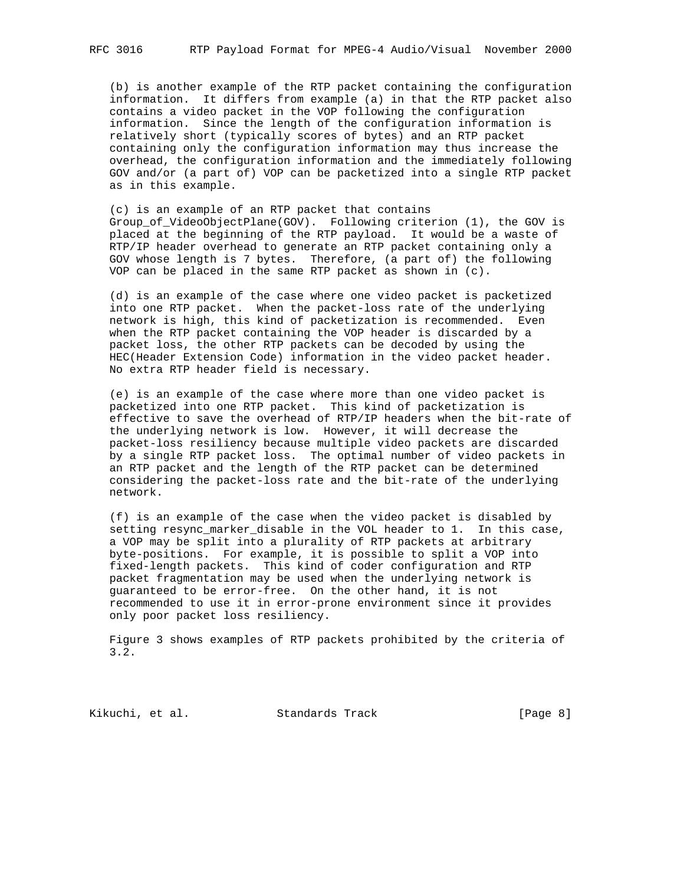(b) is another example of the RTP packet containing the configuration information. It differs from example (a) in that the RTP packet also contains a video packet in the VOP following the configuration information. Since the length of the configuration information is relatively short (typically scores of bytes) and an RTP packet containing only the configuration information may thus increase the overhead, the configuration information and the immediately following GOV and/or (a part of) VOP can be packetized into a single RTP packet as in this example.

(c) is an example of an RTP packet that contains Group_of_VideoObjectPlane(GOV). Following criterion (1), the GOV is placed at the beginning of the RTP payload. It would be a waste of RTP/IP header overhead to generate an RTP packet containing only a GOV whose length is 7 bytes. Therefore, (a part of) the following VOP can be placed in the same RTP packet as shown in (c).

(d) is an example of the case where one video packet is packetized into one RTP packet. When the packet-loss rate of the underlying network is high, this kind of packetization is recommended. Even when the RTP packet containing the VOP header is discarded by a packet loss, the other RTP packets can be decoded by using the HEC(Header Extension Code) information in the video packet header. No extra RTP header field is necessary.

(e) is an example of the case where more than one video packet is packetized into one RTP packet. This kind of packetization is effective to save the overhead of RTP/IP headers when the bit-rate of the underlying network is low. However, it will decrease the packet-loss resiliency because multiple video packets are discarded by a single RTP packet loss. The optimal number of video packets in an RTP packet and the length of the RTP packet can be determined considering the packet-loss rate and the bit-rate of the underlying network.

(f) is an example of the case when the video packet is disabled by setting resync_marker_disable in the VOL header to 1. In this case, a VOP may be split into a plurality of RTP packets at arbitrary byte-positions. For example, it is possible to split a VOP into fixed-length packets. This kind of coder configuration and RTP packet fragmentation may be used when the underlying network is guaranteed to be error-free. On the other hand, it is not recommended to use it in error-prone environment since it provides only poor packet loss resiliency.

Figure 3 shows examples of RTP packets prohibited by the criteria of 3.2.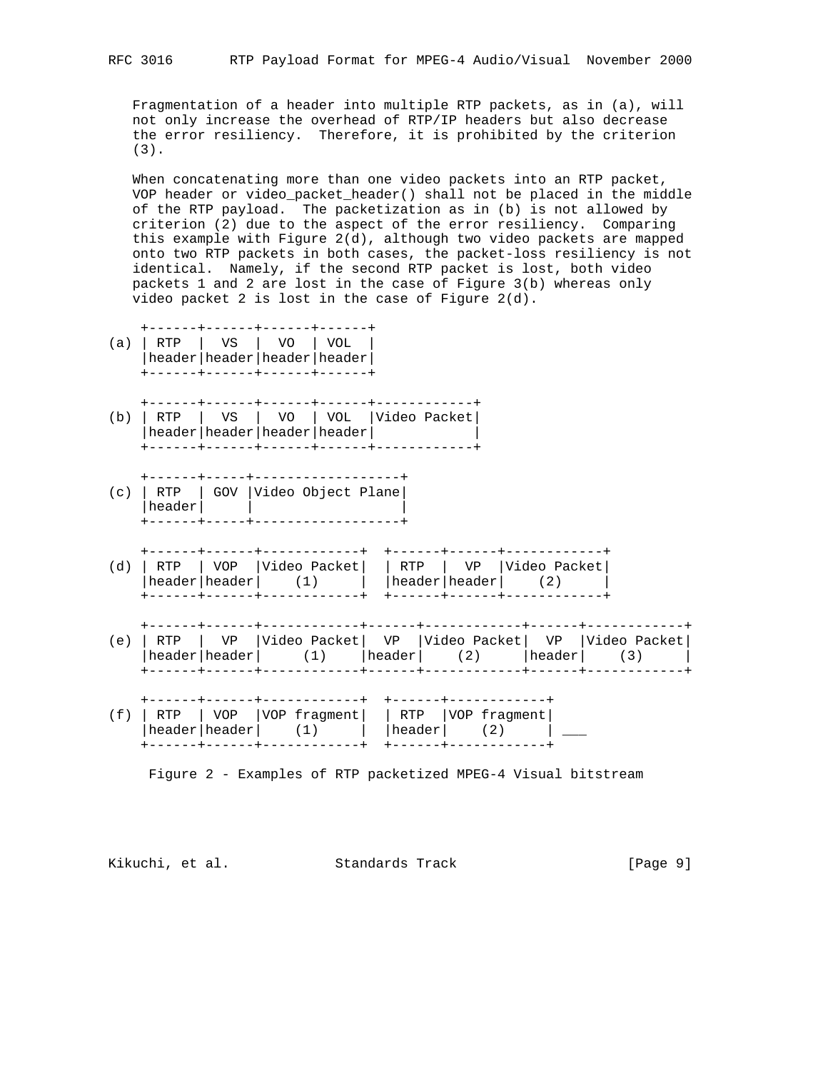Fragmentation of a header into multiple RTP packets, as in (a), will not only increase the overhead of RTP/IP headers but also decrease the error resiliency. Therefore, it is prohibited by the criterion (3).

When concatenating more than one video packets into an RTP packet, VOP header or video_packet_header() shall not be placed in the middle of the RTP payload. The packetization as in (b) is not allowed by criterion (2) due to the aspect of the error resiliency. Comparing this example with Figure 2(d), although two video packets are mapped onto two RTP packets in both cases, the packet-loss resiliency is not identical. Namely, if the second RTP packet is lost, both video packets 1 and 2 are lost in the case of Figure 3(b) whereas only video packet 2 is lost in the case of Figure 2(d).

```
    +------+------+------+------+
(a) | RTP  |  VS  |  VO  | VOL  |
    |header|header|header|header|
    +------+------+------+------+

    +------+------+------+------+------------+
(b) | RTP  |  VS  |  VO  | VOL  |Video Packet|
    |header|header|header|header|            |
    +------+------+------+------+------------+

    +------+-----+------------------+
(c) | RTP  | GOV |Video Object Plane|
    |header|     |                  |
    +------+-----+------------------+

    +------+------+------------+  +------+------+------------+
(d) | RTP  | VOP  |Video Packet|  | RTP  |  VP  |Video Packet|
    |header|header|    (1)     |  |header|header|    (2)     |
    +------+------+------------+  +------+------+------------+

    +------+------+------------+------+------------+------+------------+
(e) | RTP  |  VP  |Video Packet|  VP  |Video Packet|  VP  |Video Packet|
    |header|header|     (1)    |header|    (2)     |header|    (3)     |
    +------+------+------------+------+------------+------+------------+

    +------+------+------------+  +------+------------+
(f) | RTP  | VOP  |VOP fragment|  | RTP  |VOP fragment|
    |header|header|    (1)     |  |header|    (2)     | ___
    +------+------+------------+  +------+------------+
```

Figure 2 - Examples of RTP packetized MPEG-4 Visual bitstream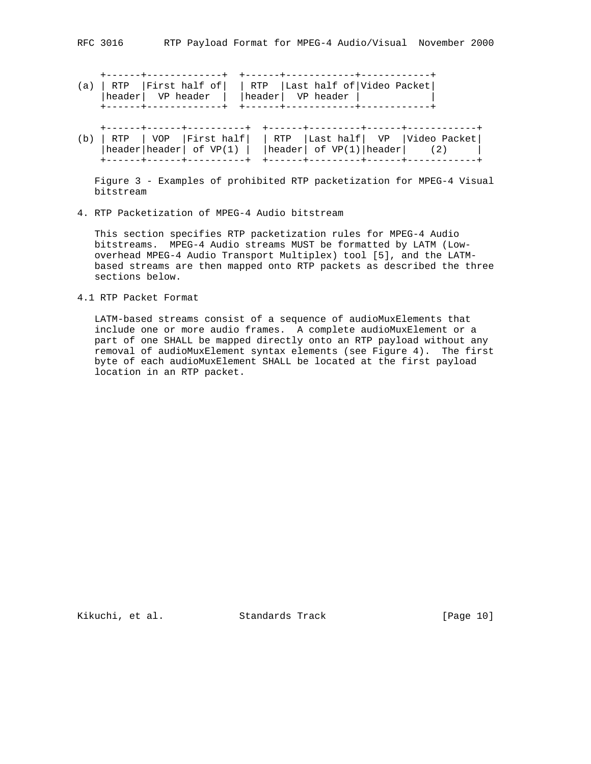```
    +------+-------------+  +------+------------+------------+
(a) | RTP  |First half of|  | RTP  |Last half of|Video Packet|
    |header|  VP header  |  |header|  VP header |            |
    +------+-------------+  +------+------------+------------+

    +------+------+----------+  +------+---------+------+------------+
(b) | RTP  | VOP  |First half|  | RTP  |Last half|  VP  |Video Packet|
    |header|header| of VP(1) |  |header| of VP(1)|header|    (2)     |
    +------+------+----------+  +------+---------+------+------------+
```

Figure 3 - Examples of prohibited RTP packetization for MPEG-4 Visual bitstream

## 4. RTP Packetization of MPEG-4 Audio bitstream

This section specifies RTP packetization rules for MPEG-4 Audio bitstreams. MPEG-4 Audio streams MUST be formatted by LATM (Low-overhead MPEG-4 Audio Transport Multiplex) tool [5], and the LATM-based streams are then mapped onto RTP packets as described the three sections below.

### 4.1 RTP Packet Format

LATM-based streams consist of a sequence of audioMuxElements that include one or more audio frames. A complete audioMuxElement or a part of one SHALL be mapped directly onto an RTP payload without any removal of audioMuxElement syntax elements (see Figure 4). The first byte of each audioMuxElement SHALL be located at the first payload location in an RTP packet.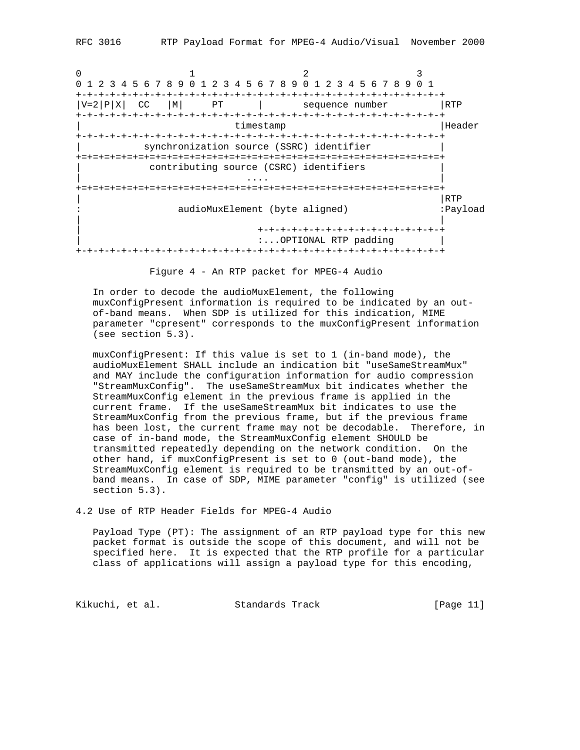```
 0                   1                   2                   3
 0 1 2 3 4 5 6 7 8 9 0 1 2 3 4 5 6 7 8 9 0 1 2 3 4 5 6 7 8 9 0 1
+-+-+-+-+-+-+-+-+-+-+-+-+-+-+-+-+-+-+-+-+-+-+-+-+-+-+-+-+-+-+-+-+
|V=2|P|X|  CC   |M|     PT      |       sequence number         |RTP
+-+-+-+-+-+-+-+-+-+-+-+-+-+-+-+-+-+-+-+-+-+-+-+-+-+-+-+-+-+-+-+-+
|                           timestamp                           |Header
+-+-+-+-+-+-+-+-+-+-+-+-+-+-+-+-+-+-+-+-+-+-+-+-+-+-+-+-+-+-+-+-+
|           synchronization source (SSRC) identifier            |
+=+=+=+=+=+=+=+=+=+=+=+=+=+=+=+=+=+=+=+=+=+=+=+=+=+=+=+=+=+=+=+=+
|            contributing source (CSRC) identifiers             |
|                             ....                              |
+=+=+=+=+=+=+=+=+=+=+=+=+=+=+=+=+=+=+=+=+=+=+=+=+=+=+=+=+=+=+=+=+
|                                                               |RTP
:                 audioMuxElement (byte aligned)                :Payload
|                                                               |
|                               +-+-+-+-+-+-+-+-+-+-+-+-+-+-+-+-+
|                               :...OPTIONAL RTP padding        |
+-+-+-+-+-+-+-+-+-+-+-+-+-+-+-+-+-+-+-+-+-+-+-+-+-+-+-+-+-+-+-+-+
```

Figure 4 - An RTP packet for MPEG-4 Audio

In order to decode the audioMuxElement, the following muxConfigPresent information is required to be indicated by an out-of-band means. When SDP is utilized for this indication, MIME parameter "cpresent" corresponds to the muxConfigPresent information (see section 5.3).

muxConfigPresent: If this value is set to 1 (in-band mode), the audioMuxElement SHALL include an indication bit "useSameStreamMux" and MAY include the configuration information for audio compression "StreamMuxConfig". The useSameStreamMux bit indicates whether the StreamMuxConfig element in the previous frame is applied in the current frame. If the useSameStreamMux bit indicates to use the StreamMuxConfig from the previous frame, but if the previous frame has been lost, the current frame may not be decodable. Therefore, in case of in-band mode, the StreamMuxConfig element SHOULD be transmitted repeatedly depending on the network condition. On the other hand, if muxConfigPresent is set to 0 (out-band mode), the StreamMuxConfig element is required to be transmitted by an out-of-band means. In case of SDP, MIME parameter "config" is utilized (see section 5.3).

## 4.2 Use of RTP Header Fields for MPEG-4 Audio

Payload Type (PT): The assignment of an RTP payload type for this new packet format is outside the scope of this document, and will not be specified here. It is expected that the RTP profile for a particular class of applications will assign a payload type for this encoding,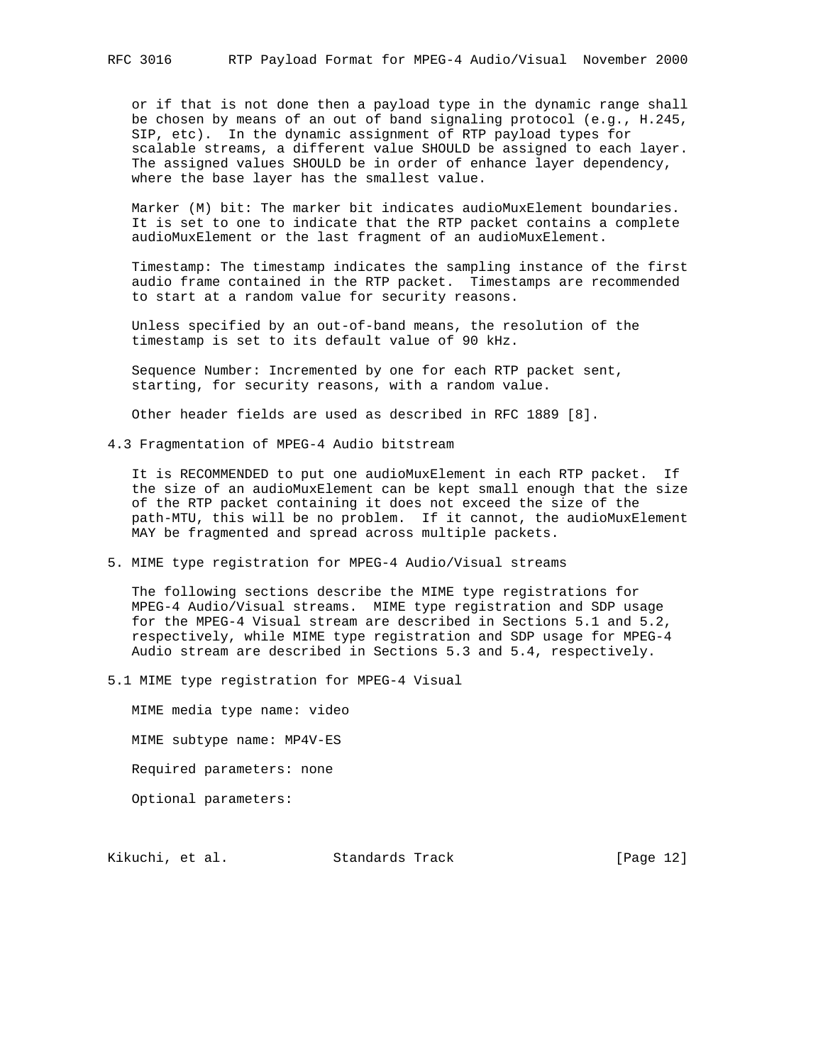or if that is not done then a payload type in the dynamic range shall be chosen by means of an out of band signaling protocol (e.g., H.245, SIP, etc). In the dynamic assignment of RTP payload types for scalable streams, a different value SHOULD be assigned to each layer. The assigned values SHOULD be in order of enhance layer dependency, where the base layer has the smallest value.

Marker (M) bit: The marker bit indicates audioMuxElement boundaries. It is set to one to indicate that the RTP packet contains a complete audioMuxElement or the last fragment of an audioMuxElement.

Timestamp: The timestamp indicates the sampling instance of the first audio frame contained in the RTP packet. Timestamps are recommended to start at a random value for security reasons.

Unless specified by an out-of-band means, the resolution of the timestamp is set to its default value of 90 kHz.

Sequence Number: Incremented by one for each RTP packet sent, starting, for security reasons, with a random value.

Other header fields are used as described in RFC 1889 [8].

### 4.3 Fragmentation of MPEG-4 Audio bitstream

It is RECOMMENDED to put one audioMuxElement in each RTP packet. If the size of an audioMuxElement can be kept small enough that the size of the RTP packet containing it does not exceed the size of the path-MTU, this will be no problem. If it cannot, the audioMuxElement MAY be fragmented and spread across multiple packets.

## 5. MIME type registration for MPEG-4 Audio/Visual streams

The following sections describe the MIME type registrations for MPEG-4 Audio/Visual streams. MIME type registration and SDP usage for the MPEG-4 Visual stream are described in Sections 5.1 and 5.2, respectively, while MIME type registration and SDP usage for MPEG-4 Audio stream are described in Sections 5.3 and 5.4, respectively.

### 5.1 MIME type registration for MPEG-4 Visual

MIME media type name: video

MIME subtype name: MP4V-ES

Required parameters: none

Optional parameters: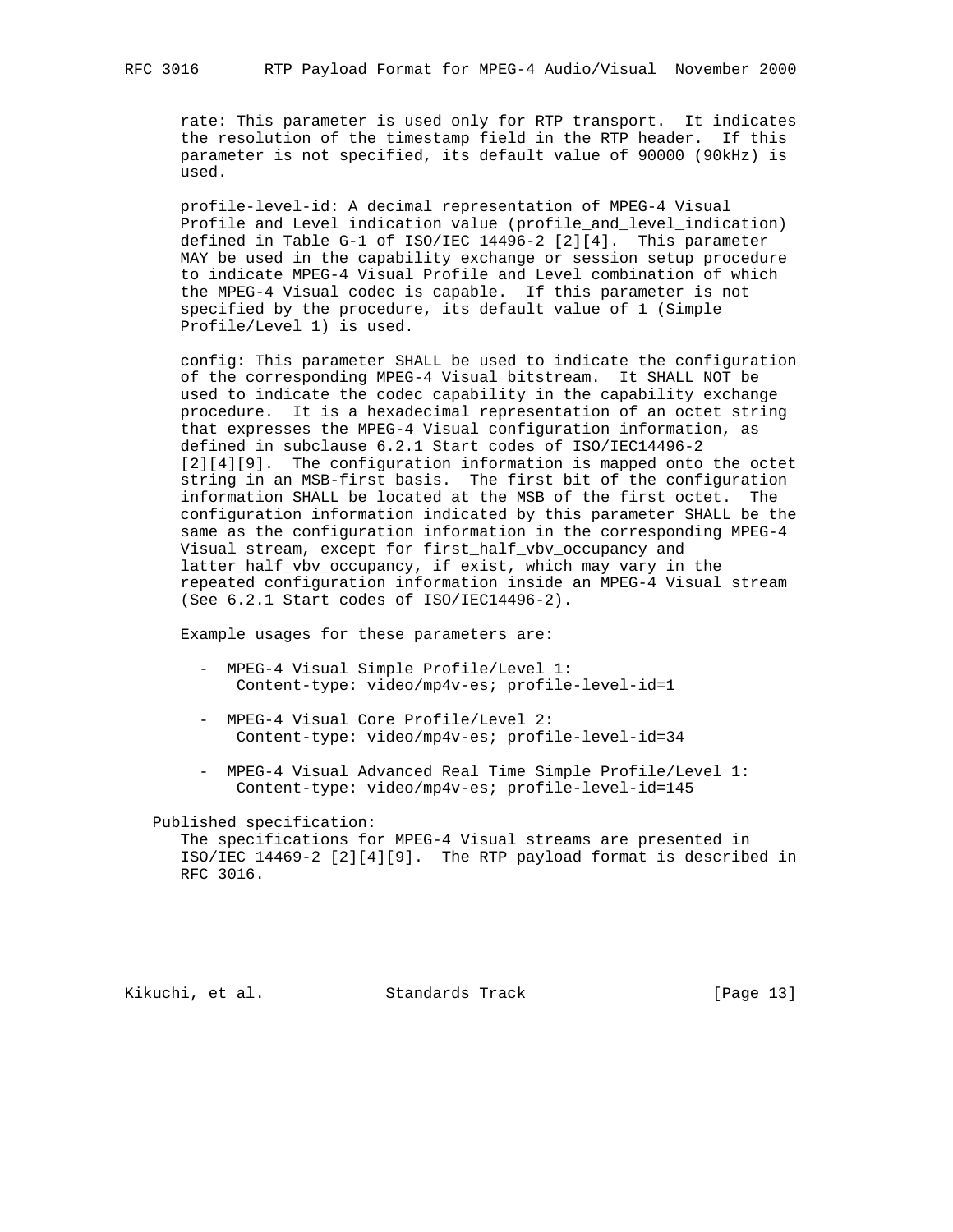rate: This parameter is used only for RTP transport. It indicates the resolution of the timestamp field in the RTP header. If this parameter is not specified, its default value of 90000 (90kHz) is used.

profile-level-id: A decimal representation of MPEG-4 Visual Profile and Level indication value (profile_and_level_indication) defined in Table G-1 of ISO/IEC 14496-2 [2][4]. This parameter MAY be used in the capability exchange or session setup procedure to indicate MPEG-4 Visual Profile and Level combination of which the MPEG-4 Visual codec is capable. If this parameter is not specified by the procedure, its default value of 1 (Simple Profile/Level 1) is used.

config: This parameter SHALL be used to indicate the configuration of the corresponding MPEG-4 Visual bitstream. It SHALL NOT be used to indicate the codec capability in the capability exchange procedure. It is a hexadecimal representation of an octet string that expresses the MPEG-4 Visual configuration information, as defined in subclause 6.2.1 Start codes of ISO/IEC14496-2 [2][4][9]. The configuration information is mapped onto the octet string in an MSB-first basis. The first bit of the configuration information SHALL be located at the MSB of the first octet. The configuration information indicated by this parameter SHALL be the same as the configuration information in the corresponding MPEG-4 Visual stream, except for first_half_vbv_occupancy and latter_half_vbv_occupancy, if exist, which may vary in the repeated configuration information inside an MPEG-4 Visual stream (See 6.2.1 Start codes of ISO/IEC14496-2).

Example usages for these parameters are:

- MPEG-4 Visual Simple Profile/Level 1:
  Content-type: video/mp4v-es; profile-level-id=1

- MPEG-4 Visual Core Profile/Level 2:
  Content-type: video/mp4v-es; profile-level-id=34

- MPEG-4 Visual Advanced Real Time Simple Profile/Level 1:
  Content-type: video/mp4v-es; profile-level-id=145

Published specification:
The specifications for MPEG-4 Visual streams are presented in ISO/IEC 14469-2 [2][4][9]. The RTP payload format is described in RFC 3016.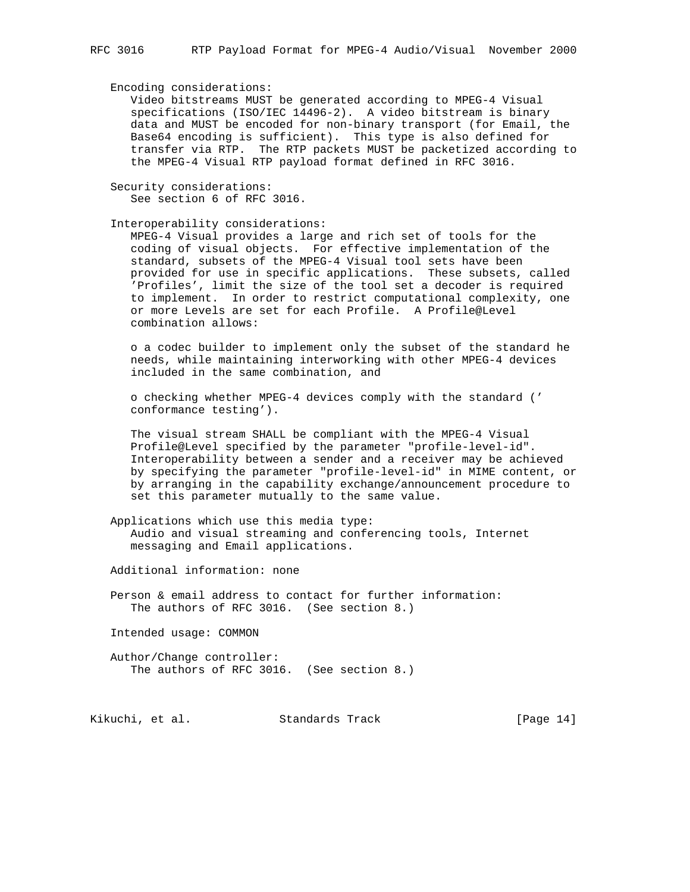Encoding considerations:
Video bitstreams MUST be generated according to MPEG-4 Visual specifications (ISO/IEC 14496-2). A video bitstream is binary data and MUST be encoded for non-binary transport (for Email, the Base64 encoding is sufficient). This type is also defined for transfer via RTP. The RTP packets MUST be packetized according to the MPEG-4 Visual RTP payload format defined in RFC 3016.

Security considerations:
See section 6 of RFC 3016.

Interoperability considerations:
MPEG-4 Visual provides a large and rich set of tools for the coding of visual objects. For effective implementation of the standard, subsets of the MPEG-4 Visual tool sets have been provided for use in specific applications. These subsets, called 'Profiles', limit the size of the tool set a decoder is required to implement. In order to restrict computational complexity, one or more Levels are set for each Profile. A Profile@Level combination allows:

- a codec builder to implement only the subset of the standard he needs, while maintaining interworking with other MPEG-4 devices included in the same combination, and

- checking whether MPEG-4 devices comply with the standard (' conformance testing').

The visual stream SHALL be compliant with the MPEG-4 Visual Profile@Level specified by the parameter "profile-level-id". Interoperability between a sender and a receiver may be achieved by specifying the parameter "profile-level-id" in MIME content, or by arranging in the capability exchange/announcement procedure to set this parameter mutually to the same value.

Applications which use this media type:
Audio and visual streaming and conferencing tools, Internet messaging and Email applications.

Additional information: none

Person & email address to contact for further information:
The authors of RFC 3016. (See section 8.)

Intended usage: COMMON

Author/Change controller:
The authors of RFC 3016. (See section 8.)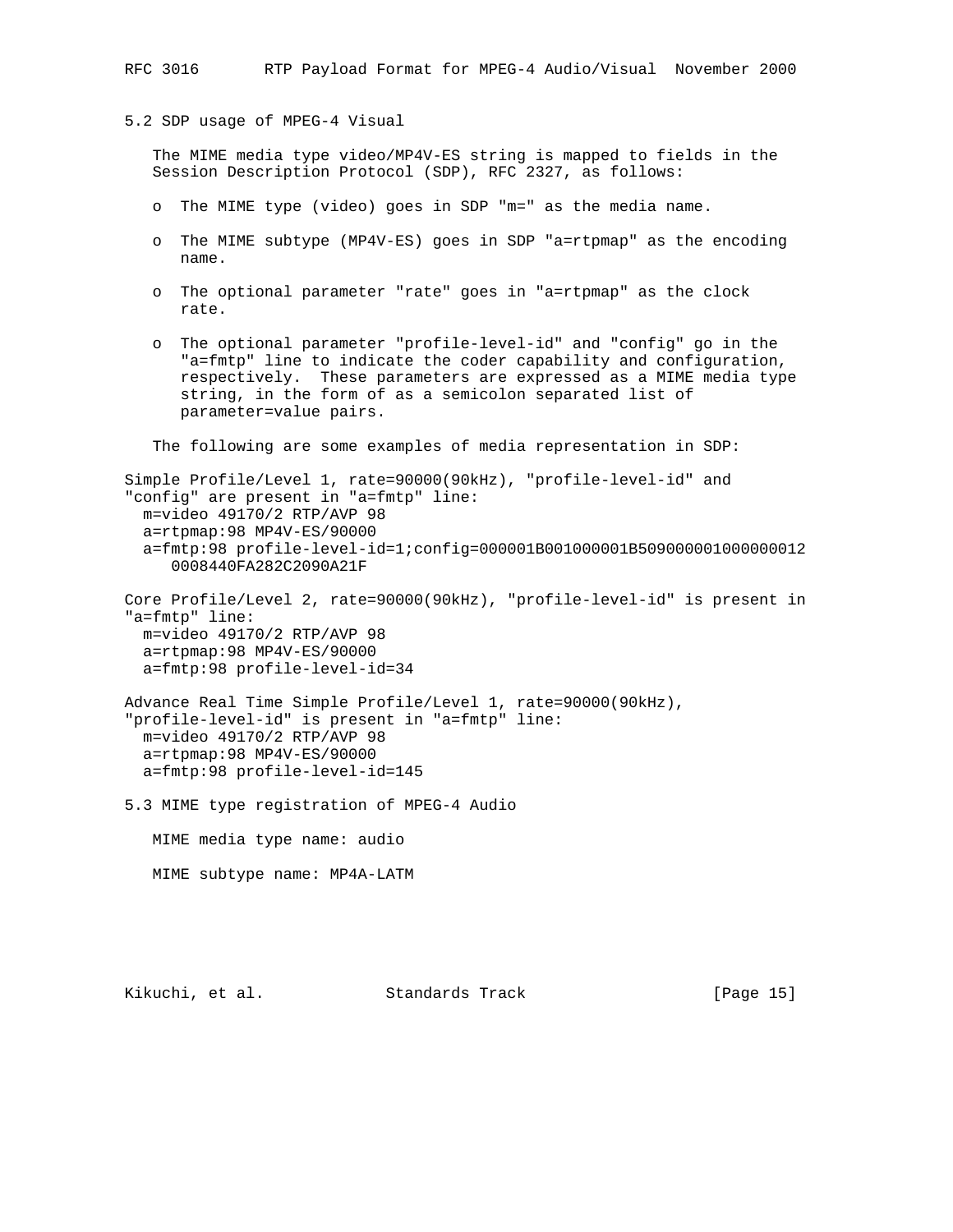## 5.2 SDP usage of MPEG-4 Visual

The MIME media type video/MP4V-ES string is mapped to fields in the Session Description Protocol (SDP), RFC 2327, as follows:

- The MIME type (video) goes in SDP "m=" as the media name.
- The MIME subtype (MP4V-ES) goes in SDP "a=rtpmap" as the encoding name.
- The optional parameter "rate" goes in "a=rtpmap" as the clock rate.
- The optional parameter "profile-level-id" and "config" go in the "a=fmtp" line to indicate the coder capability and configuration, respectively. These parameters are expressed as a MIME media type string, in the form of as a semicolon separated list of parameter=value pairs.

The following are some examples of media representation in SDP:

Simple Profile/Level 1, rate=90000(90kHz), "profile-level-id" and "config" are present in "a=fmtp" line:

```
  m=video 49170/2 RTP/AVP 98
  a=rtpmap:98 MP4V-ES/90000
  a=fmtp:98 profile-level-id=1;config=000001B001000001B509000001000000012
     0008440FA282C2090A21F
```

Core Profile/Level 2, rate=90000(90kHz), "profile-level-id" is present in "a=fmtp" line:

```
  m=video 49170/2 RTP/AVP 98
  a=rtpmap:98 MP4V-ES/90000
  a=fmtp:98 profile-level-id=34
```

Advance Real Time Simple Profile/Level 1, rate=90000(90kHz), "profile-level-id" is present in "a=fmtp" line:

```
  m=video 49170/2 RTP/AVP 98
  a=rtpmap:98 MP4V-ES/90000
  a=fmtp:98 profile-level-id=145
```

## 5.3 MIME type registration of MPEG-4 Audio

MIME media type name: audio

MIME subtype name: MP4A-LATM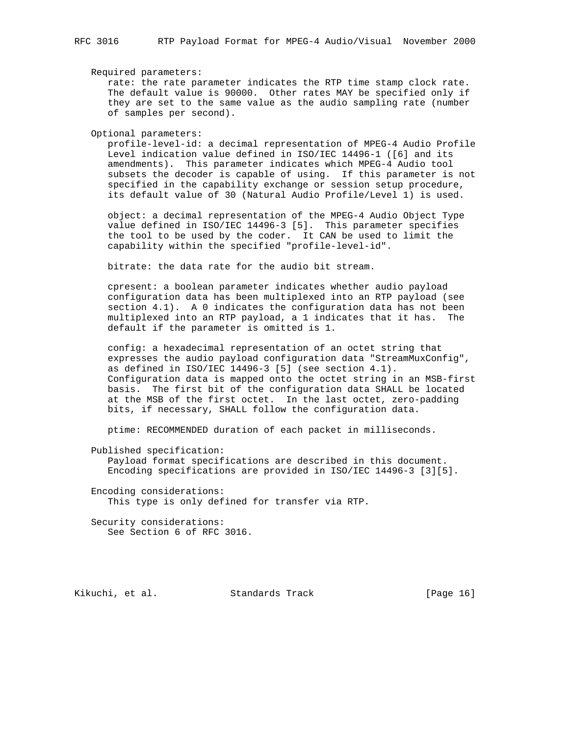Required parameters:

rate: the rate parameter indicates the RTP time stamp clock rate. The default value is 90000. Other rates MAY be specified only if they are set to the same value as the audio sampling rate (number of samples per second).

Optional parameters:

profile-level-id: a decimal representation of MPEG-4 Audio Profile Level indication value defined in ISO/IEC 14496-1 ([6] and its amendments). This parameter indicates which MPEG-4 Audio tool subsets the decoder is capable of using. If this parameter is not specified in the capability exchange or session setup procedure, its default value of 30 (Natural Audio Profile/Level 1) is used.

object: a decimal representation of the MPEG-4 Audio Object Type value defined in ISO/IEC 14496-3 [5]. This parameter specifies the tool to be used by the coder. It CAN be used to limit the capability within the specified "profile-level-id".

bitrate: the data rate for the audio bit stream.

cpresent: a boolean parameter indicates whether audio payload configuration data has been multiplexed into an RTP payload (see section 4.1). A 0 indicates the configuration data has not been multiplexed into an RTP payload, a 1 indicates that it has. The default if the parameter is omitted is 1.

config: a hexadecimal representation of an octet string that expresses the audio payload configuration data "StreamMuxConfig", as defined in ISO/IEC 14496-3 [5] (see section 4.1). Configuration data is mapped onto the octet string in an MSB-first basis. The first bit of the configuration data SHALL be located at the MSB of the first octet. In the last octet, zero-padding bits, if necessary, SHALL follow the configuration data.

ptime: RECOMMENDED duration of each packet in milliseconds.

Published specification:

Payload format specifications are described in this document. Encoding specifications are provided in ISO/IEC 14496-3 [3][5].

Encoding considerations:

This type is only defined for transfer via RTP.

Security considerations:

See Section 6 of RFC 3016.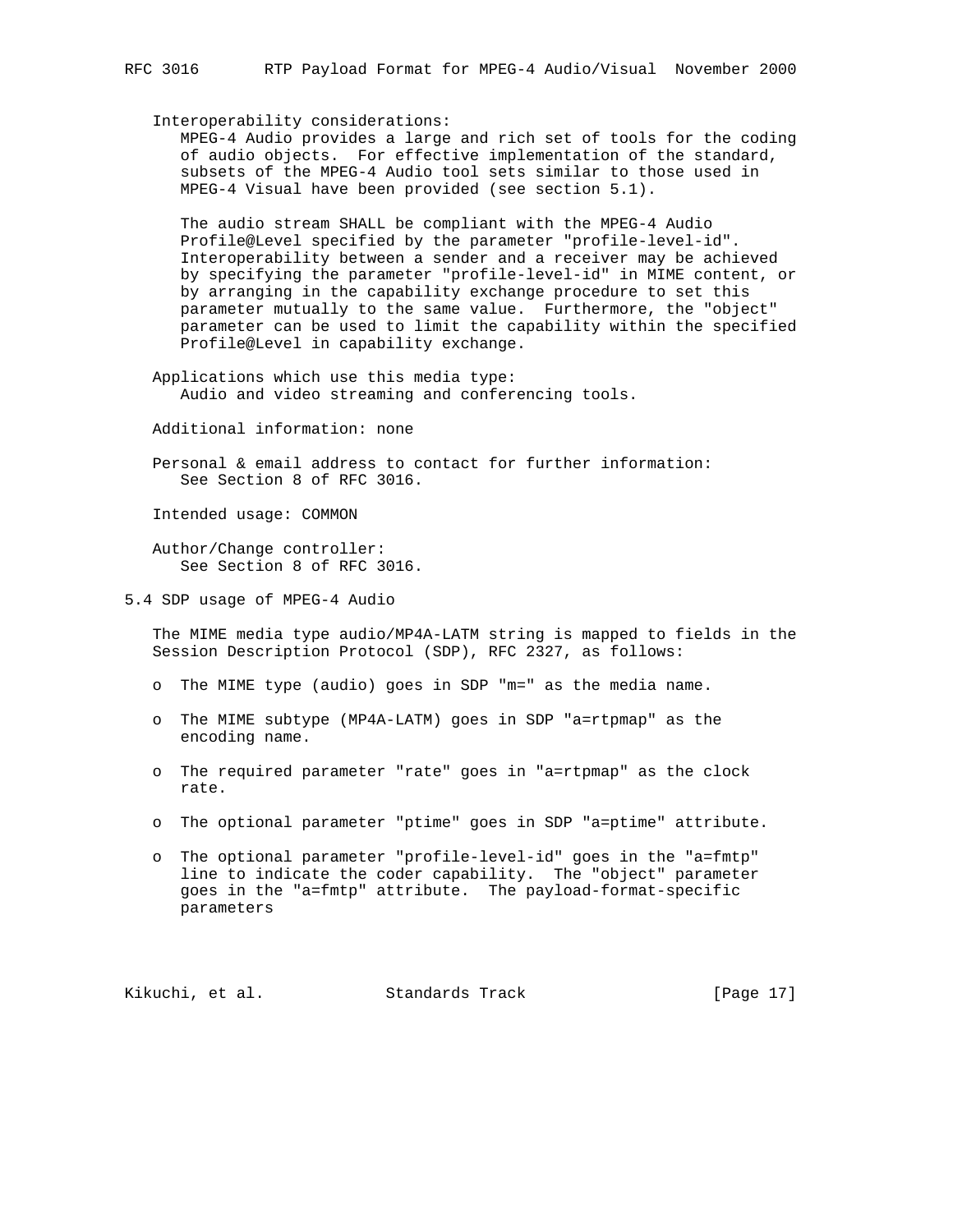Interoperability considerations:

MPEG-4 Audio provides a large and rich set of tools for the coding of audio objects. For effective implementation of the standard, subsets of the MPEG-4 Audio tool sets similar to those used in MPEG-4 Visual have been provided (see section 5.1).

The audio stream SHALL be compliant with the MPEG-4 Audio Profile@Level specified by the parameter "profile-level-id". Interoperability between a sender and a receiver may be achieved by specifying the parameter "profile-level-id" in MIME content, or by arranging in the capability exchange procedure to set this parameter mutually to the same value. Furthermore, the "object" parameter can be used to limit the capability within the specified Profile@Level in capability exchange.

Applications which use this media type:

Audio and video streaming and conferencing tools.

Additional information: none

Personal & email address to contact for further information:

See Section 8 of RFC 3016.

Intended usage: COMMON

Author/Change controller:

See Section 8 of RFC 3016.

## 5.4 SDP usage of MPEG-4 Audio

The MIME media type audio/MP4A-LATM string is mapped to fields in the Session Description Protocol (SDP), RFC 2327, as follows:

- o The MIME type (audio) goes in SDP "m=" as the media name.
- o The MIME subtype (MP4A-LATM) goes in SDP "a=rtpmap" as the encoding name.
- o The required parameter "rate" goes in "a=rtpmap" as the clock rate.
- o The optional parameter "ptime" goes in SDP "a=ptime" attribute.
- o The optional parameter "profile-level-id" goes in the "a=fmtp" line to indicate the coder capability. The "object" parameter goes in the "a=fmtp" attribute. The payload-format-specific parameters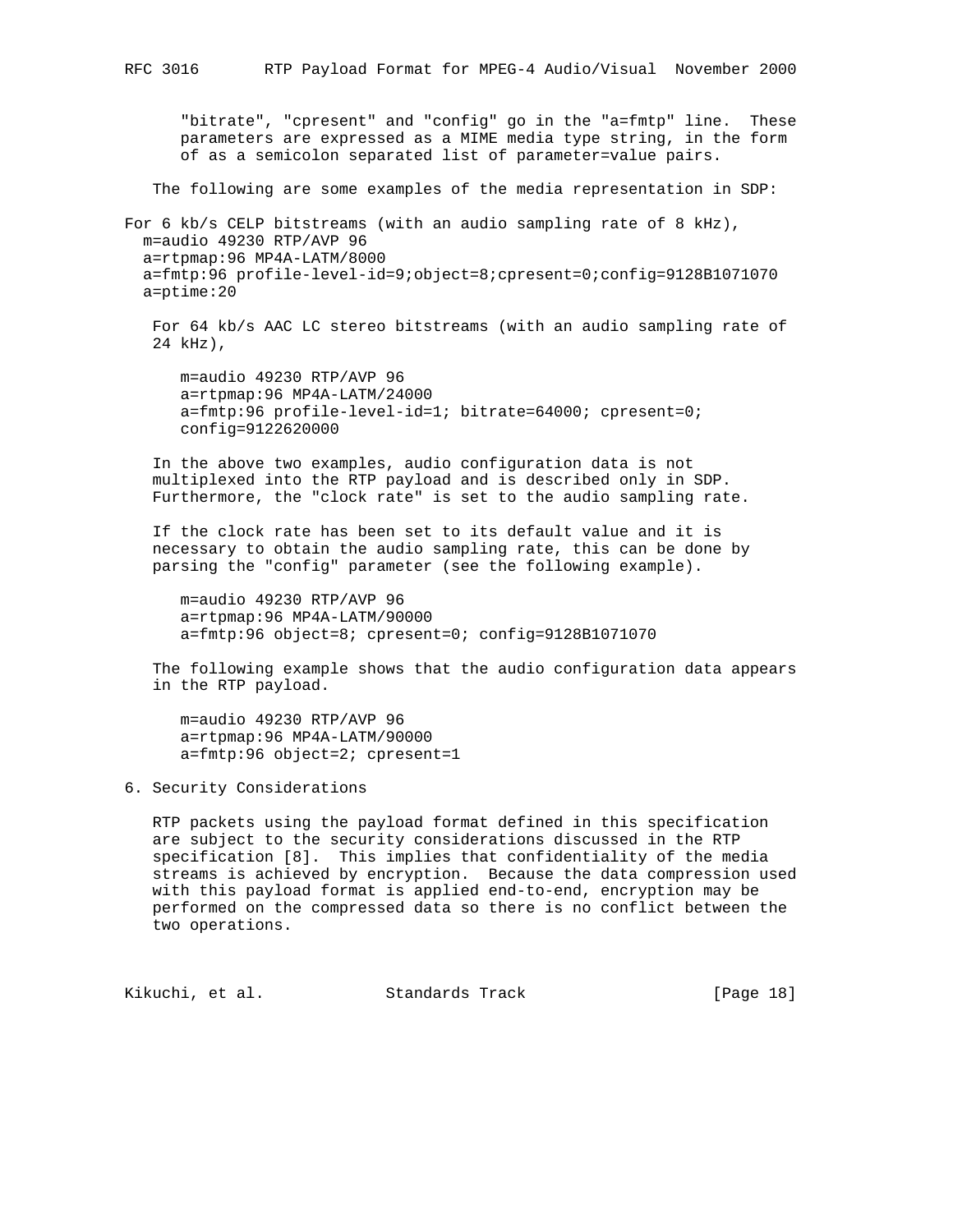"bitrate", "cpresent" and "config" go in the "a=fmtp" line. These parameters are expressed as a MIME media type string, in the form of as a semicolon separated list of parameter=value pairs.

The following are some examples of the media representation in SDP:

For 6 kb/s CELP bitstreams (with an audio sampling rate of 8 kHz),

```
m=audio 49230 RTP/AVP 96
a=rtpmap:96 MP4A-LATM/8000
a=fmtp:96 profile-level-id=9;object=8;cpresent=0;config=9128B1071070
a=ptime:20
```

For 64 kb/s AAC LC stereo bitstreams (with an audio sampling rate of 24 kHz),

```
m=audio 49230 RTP/AVP 96
a=rtpmap:96 MP4A-LATM/24000
a=fmtp:96 profile-level-id=1; bitrate=64000; cpresent=0;
config=9122620000
```

In the above two examples, audio configuration data is not multiplexed into the RTP payload and is described only in SDP. Furthermore, the "clock rate" is set to the audio sampling rate.

If the clock rate has been set to its default value and it is necessary to obtain the audio sampling rate, this can be done by parsing the "config" parameter (see the following example).

```
m=audio 49230 RTP/AVP 96
a=rtpmap:96 MP4A-LATM/90000
a=fmtp:96 object=8; cpresent=0; config=9128B1071070
```

The following example shows that the audio configuration data appears in the RTP payload.

```
m=audio 49230 RTP/AVP 96
a=rtpmap:96 MP4A-LATM/90000
a=fmtp:96 object=2; cpresent=1
```

## 6. Security Considerations

RTP packets using the payload format defined in this specification are subject to the security considerations discussed in the RTP specification [8]. This implies that confidentiality of the media streams is achieved by encryption. Because the data compression used with this payload format is applied end-to-end, encryption may be performed on the compressed data so there is no conflict between the two operations.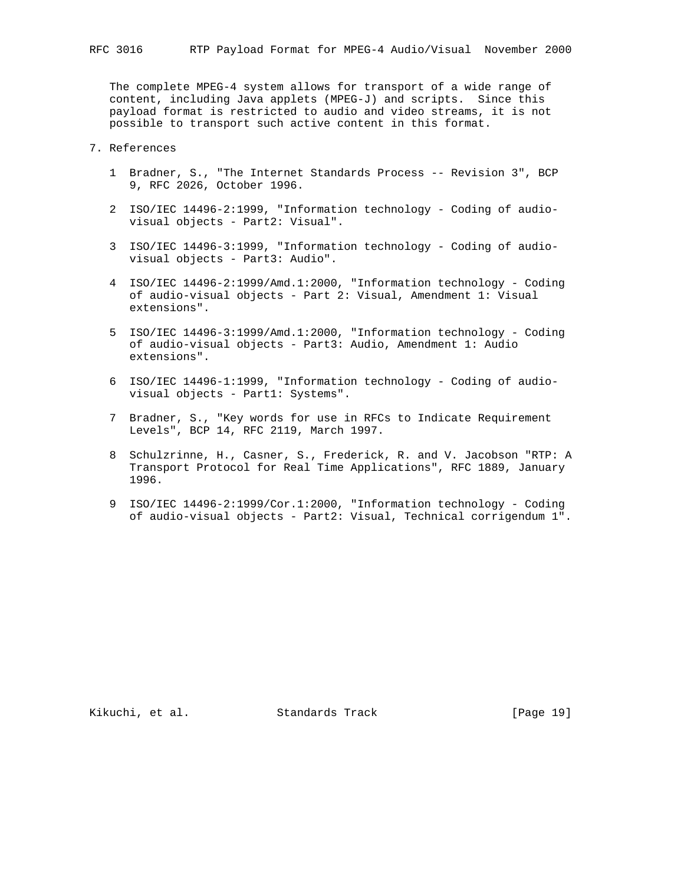The complete MPEG-4 system allows for transport of a wide range of content, including Java applets (MPEG-J) and scripts. Since this payload format is restricted to audio and video streams, it is not possible to transport such active content in this format.

## 7. References

1 Bradner, S., "The Internet Standards Process -- Revision 3", BCP 9, RFC 2026, October 1996.

2 ISO/IEC 14496-2:1999, "Information technology - Coding of audio-visual objects - Part2: Visual".

3 ISO/IEC 14496-3:1999, "Information technology - Coding of audio-visual objects - Part3: Audio".

4 ISO/IEC 14496-2:1999/Amd.1:2000, "Information technology - Coding of audio-visual objects - Part 2: Visual, Amendment 1: Visual extensions".

5 ISO/IEC 14496-3:1999/Amd.1:2000, "Information technology - Coding of audio-visual objects - Part3: Audio, Amendment 1: Audio extensions".

6 ISO/IEC 14496-1:1999, "Information technology - Coding of audio-visual objects - Part1: Systems".

7 Bradner, S., "Key words for use in RFCs to Indicate Requirement Levels", BCP 14, RFC 2119, March 1997.

8 Schulzrinne, H., Casner, S., Frederick, R. and V. Jacobson "RTP: A Transport Protocol for Real Time Applications", RFC 1889, January 1996.

9 ISO/IEC 14496-2:1999/Cor.1:2000, "Information technology - Coding of audio-visual objects - Part2: Visual, Technical corrigendum 1".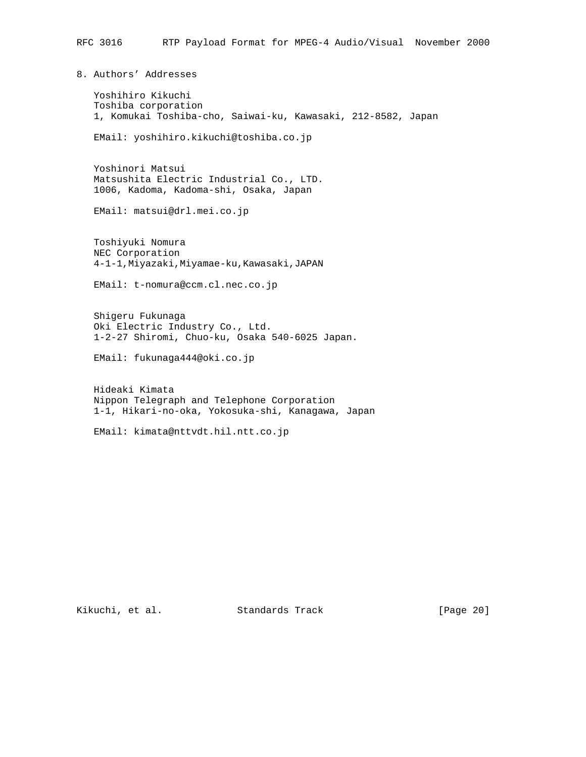## 8. Authors' Addresses

Yoshihiro Kikuchi
Toshiba corporation
1, Komukai Toshiba-cho, Saiwai-ku, Kawasaki, 212-8582, Japan

EMail: yoshihiro.kikuchi@toshiba.co.jp

Yoshinori Matsui
Matsushita Electric Industrial Co., LTD.
1006, Kadoma, Kadoma-shi, Osaka, Japan

EMail: matsui@drl.mei.co.jp

Toshiyuki Nomura
NEC Corporation
4-1-1,Miyazaki,Miyamae-ku,Kawasaki,JAPAN

EMail: t-nomura@ccm.cl.nec.co.jp

Shigeru Fukunaga
Oki Electric Industry Co., Ltd.
1-2-27 Shiromi, Chuo-ku, Osaka 540-6025 Japan.

EMail: fukunaga444@oki.co.jp

Hideaki Kimata
Nippon Telegraph and Telephone Corporation
1-1, Hikari-no-oka, Yokosuka-shi, Kanagawa, Japan

EMail: kimata@nttvdt.hil.ntt.co.jp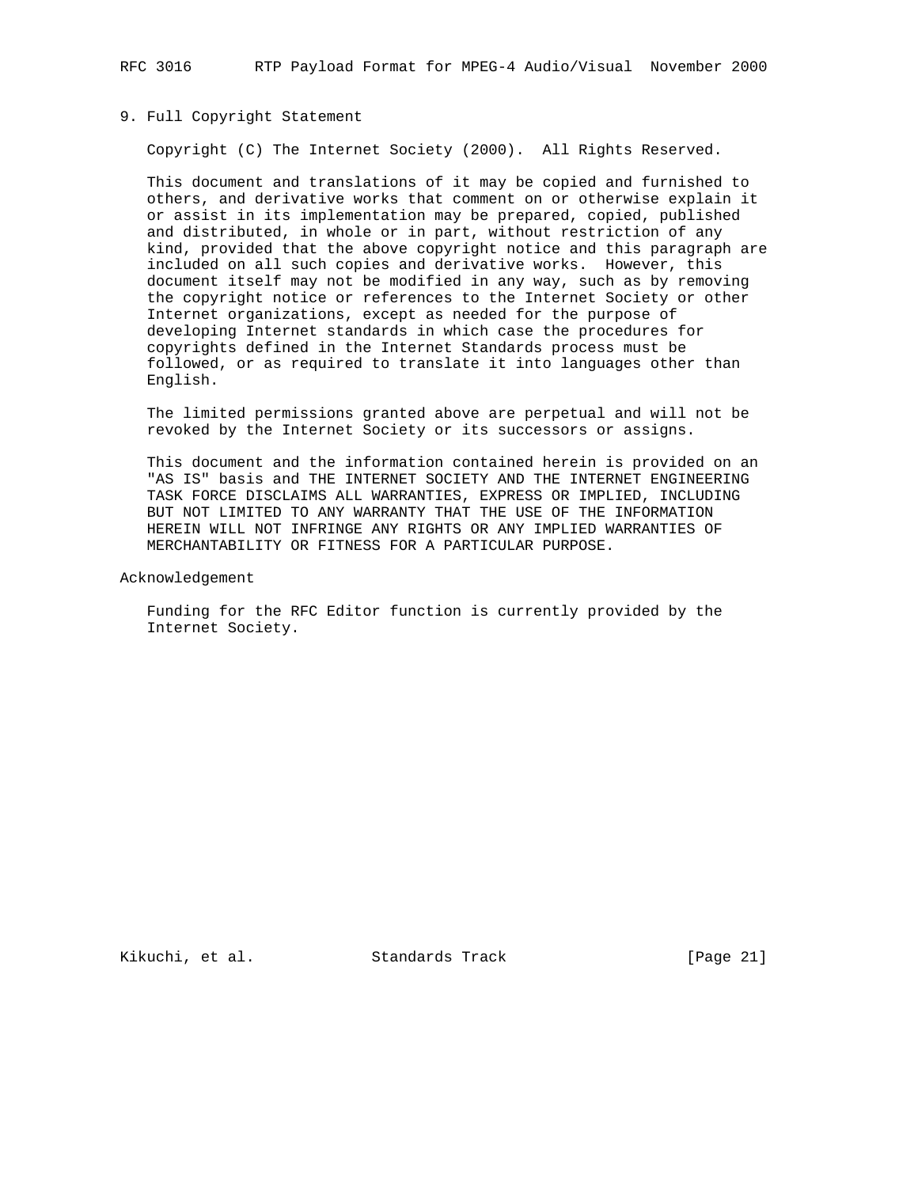## 9. Full Copyright Statement

Copyright (C) The Internet Society (2000). All Rights Reserved.

This document and translations of it may be copied and furnished to others, and derivative works that comment on or otherwise explain it or assist in its implementation may be prepared, copied, published and distributed, in whole or in part, without restriction of any kind, provided that the above copyright notice and this paragraph are included on all such copies and derivative works. However, this document itself may not be modified in any way, such as by removing the copyright notice or references to the Internet Society or other Internet organizations, except as needed for the purpose of developing Internet standards in which case the procedures for copyrights defined in the Internet Standards process must be followed, or as required to translate it into languages other than English.

The limited permissions granted above are perpetual and will not be revoked by the Internet Society or its successors or assigns.

This document and the information contained herein is provided on an "AS IS" basis and THE INTERNET SOCIETY AND THE INTERNET ENGINEERING TASK FORCE DISCLAIMS ALL WARRANTIES, EXPRESS OR IMPLIED, INCLUDING BUT NOT LIMITED TO ANY WARRANTY THAT THE USE OF THE INFORMATION HEREIN WILL NOT INFRINGE ANY RIGHTS OR ANY IMPLIED WARRANTIES OF MERCHANTABILITY OR FITNESS FOR A PARTICULAR PURPOSE.

## Acknowledgement

Funding for the RFC Editor function is currently provided by the Internet Society.